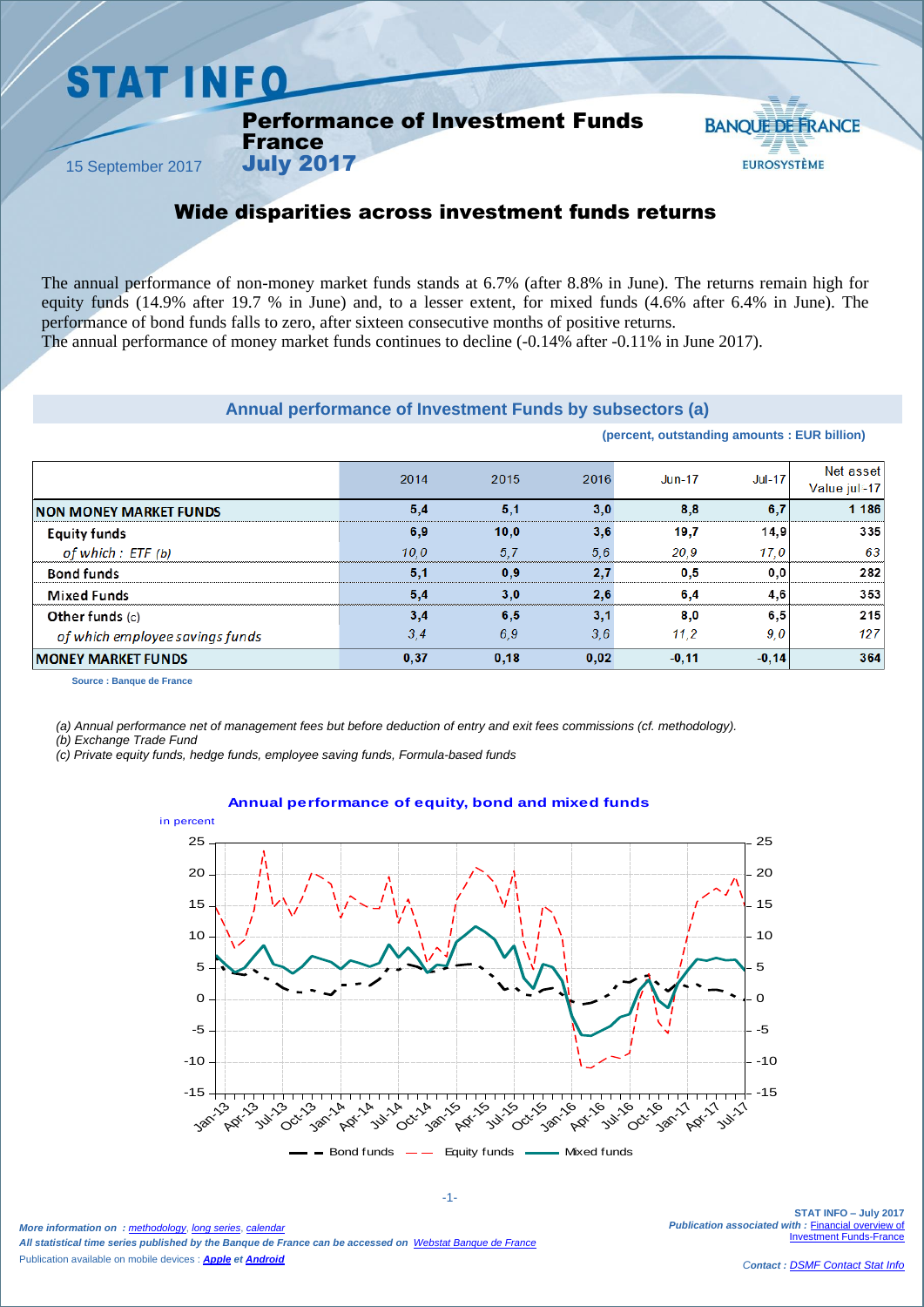# STAT INFO

## Performance of Investment Funds France
## July 2017

15 September 2017

# Wide disparities across investment funds returns

The annual performance of non-money market funds stands at 6.7% (after 8.8% in June). The returns remain high for equity funds (14.9% after 19.7 % in June) and, to a lesser extent, for mixed funds (4.6% after 6.4% in June). The performance of bond funds falls to zero, after sixteen consecutive months of positive returns.

The annual performance of money market funds continues to decline (-0.14% after -0.11% in June 2017).

### Annual performance of Investment Funds by subsectors (a)

(percent, outstanding amounts : EUR billion)

| | 2014 | 2015 | 2016 | Jun-17 | Jul-17 | Net asset Value jul-17 |
|---|---|---|---|---|---|---|
| **NON MONEY MARKET FUNDS** | **5,4** | **5,1** | **3,0** | **8,8** | **6,7** | **1 186** |
| Equity funds | 6,9 | 10,0 | 3,6 | 19,7 | 14,9 | 335 |
| *of which : ETF (b)* | *10,0* | *5,7* | *5,6* | *20,9* | *17,0* | *63* |
| Bond funds | 5,1 | 0,9 | 2,7 | 0,5 | 0,0 | 282 |
| Mixed Funds | 5,4 | 3,0 | 2,6 | 6,4 | 4,6 | 353 |
| Other funds (c) | 3,4 | 6,5 | 3,1 | 8,0 | 6,5 | 215 |
| *of which employee savings funds* | *3,4* | *6,9* | *3,6* | *11,2* | *9,0* | *127* |
| **MONEY MARKET FUNDS** | **0,37** | **0,18** | **0,02** | **-0,11** | **-0,14** | **364** |

Source : Banque de France

*(a) Annual performance net of management fees but before deduction of entry and exit fees commissions (cf. methodology).*
*(b) Exchange Trade Fund*
*(c) Private equity funds, hedge funds, employee saving funds, Formula-based funds*

**Annual performance of equity, bond and mixed funds**

More information on : methodology, long series, calendar
All statistical time series published by the Banque de France can be accessed on Webstat Banque de France
Publication available on mobile devices : Apple et Android

STAT INFO – July 2017
Publication associated with : Financial overview of Investment Funds-France

Contact : DSMF Contact Stat Info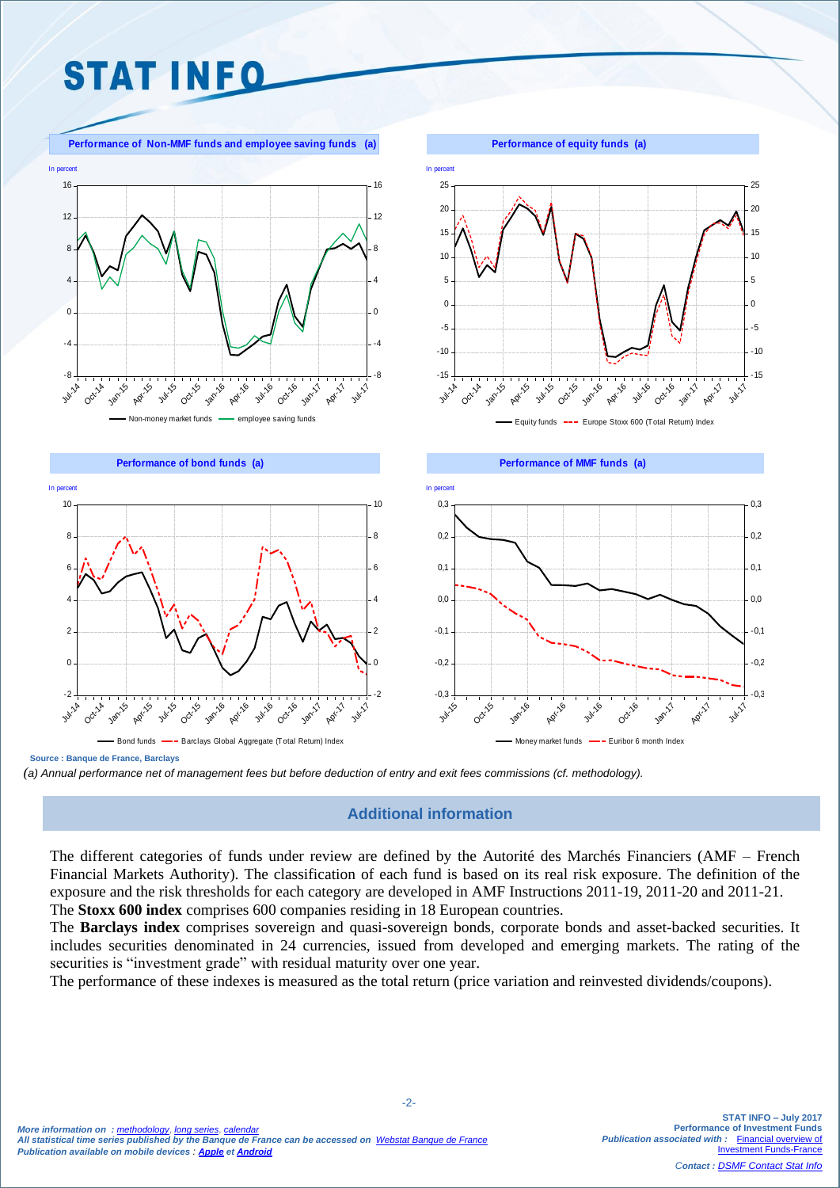# STAT INFO

**Performance of Non-MMF funds and employee saving funds (a)**

In percent

16, 12, 8, 4, 0, -4, -8

Jul-14, Oct-14, Jan-15, Apr-15, Jul-15, Oct-15, Jan-16, Apr-16, Jul-16, Oct-16, Jan-17, Apr-17, Jul-17

Non-money market funds — employee saving funds

**Performance of equity funds (a)**

In percent

25, 20, 15, 10, 5, 0, -5, -10, -15

Jul-14, Oct-14, Jan-15, Apr-15, Jul-15, Oct-15, Jan-16, Apr-16, Jul-16, Oct-16, Jan-17, Apr-17, Jul-17

Equity funds — Europe Stoxx 600 (Total Return) Index

**Performance of bond funds (a)**

In percent

10, 8, 6, 4, 2, 0, -2

Jul-14, Oct-14, Jan-15, Apr-15, Jul-15, Oct-15, Jan-16, Apr-16, Jul-16, Oct-16, Jan-17, Apr-17, Jul-17

Bond funds — Barclays Global Aggregate (Total Return) Index

**Performance of MMF funds (a)**

In percent

0,3, 0,2, 0,1, 0,0, -0,1, -0,2, -0,3

Jul-15, Oct-15, Jan-16, Apr-16, Jul-16, Oct-16, Jan-17, Apr-17, Jul-17

Money market funds — Euribor 6 month Index

**Source : Banque de France, Barclays**

*(a) Annual performance net of management fees but before deduction of entry and exit fees commissions (cf. methodology).*

## Additional information

The different categories of funds under review are defined by the Autorité des Marchés Financiers (AMF – French Financial Markets Authority). The classification of each fund is based on its real risk exposure. The definition of the exposure and the risk thresholds for each category are developed in AMF Instructions 2011-19, 2011-20 and 2011-21.

The **Stoxx 600 index** comprises 600 companies residing in 18 European countries.

The **Barclays index** comprises sovereign and quasi-sovereign bonds, corporate bonds and asset-backed securities. It includes securities denominated in 24 currencies, issued from developed and emerging markets. The rating of the securities is "investment grade" with residual maturity over one year.

The performance of these indexes is measured as the total return (price variation and reinvested dividends/coupons).

*More information on : methodology, long series, calendar*
*All statistical time series published by the Banque de France can be accessed on Webstat Banque de France*
*Publication available on mobile devices : **Apple** et **Android***

**STAT INFO – July 2017**
**Performance of Investment Funds**
***Publication associated with :*** Financial overview of Investment Funds-France

*Contact :* DSMF Contact Stat Info